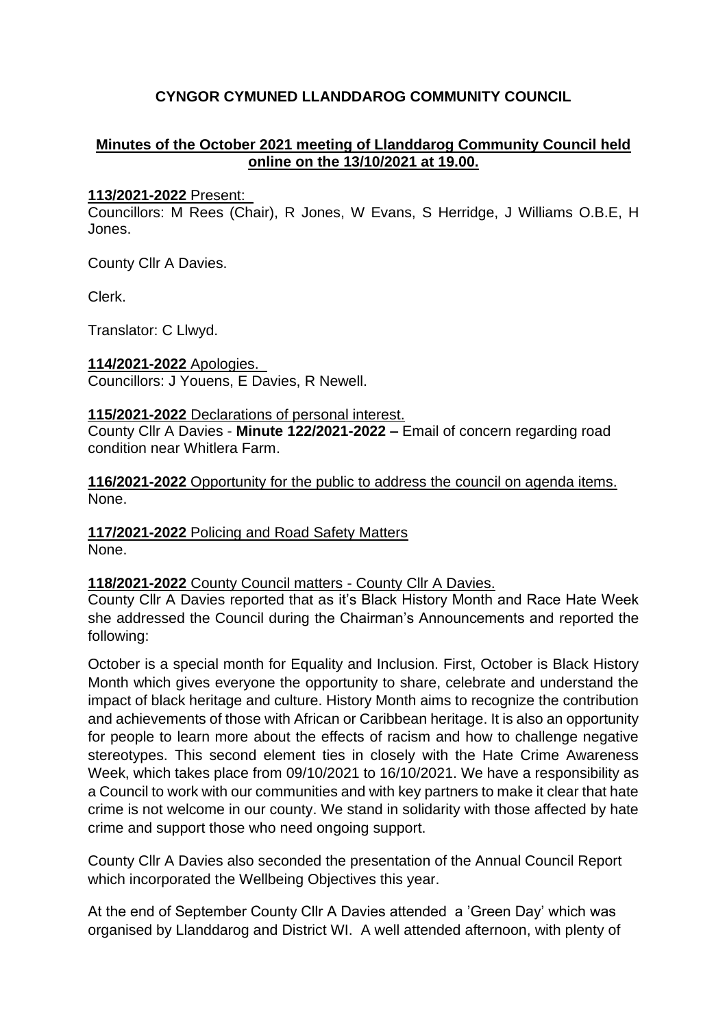# CYNGOR CYMUNED LLANDDAROG COMMUNITY COUNCIL

## Minutes of the October 2021 meeting of Llanddarog Community Council held online on the 13/10/2021 at 19.00.

**113/2021-2022** Present:

Councillors: M Rees (Chair), R Jones, W Evans, S Herridge, J Williams O.B.E, H Jones.

County Cllr A Davies.

Clerk.

Translator: C Llwyd.

**114/2021-2022** Apologies.

Councillors: J Youens, E Davies, R Newell.

**115/2021-2022** Declarations of personal interest.

County Cllr A Davies - **Minute 122/2021-2022 –** Email of concern regarding road condition near Whitlera Farm.

**116/2021-2022** Opportunity for the public to address the council on agenda items.

None.

**117/2021-2022** Policing and Road Safety Matters

None.

**118/2021-2022** County Council matters - County Cllr A Davies.

County Cllr A Davies reported that as it's Black History Month and Race Hate Week she addressed the Council during the Chairman's Announcements and reported the following:

October is a special month for Equality and Inclusion. First, October is Black History Month which gives everyone the opportunity to share, celebrate and understand the impact of black heritage and culture. History Month aims to recognize the contribution and achievements of those with African or Caribbean heritage. It is also an opportunity for people to learn more about the effects of racism and how to challenge negative stereotypes. This second element ties in closely with the Hate Crime Awareness Week, which takes place from 09/10/2021 to 16/10/2021. We have a responsibility as a Council to work with our communities and with key partners to make it clear that hate crime is not welcome in our county. We stand in solidarity with those affected by hate crime and support those who need ongoing support.

County Cllr A Davies also seconded the presentation of the Annual Council Report which incorporated the Wellbeing Objectives this year.

At the end of September County Cllr A Davies attended a 'Green Day' which was organised by Llanddarog and District WI. A well attended afternoon, with plenty of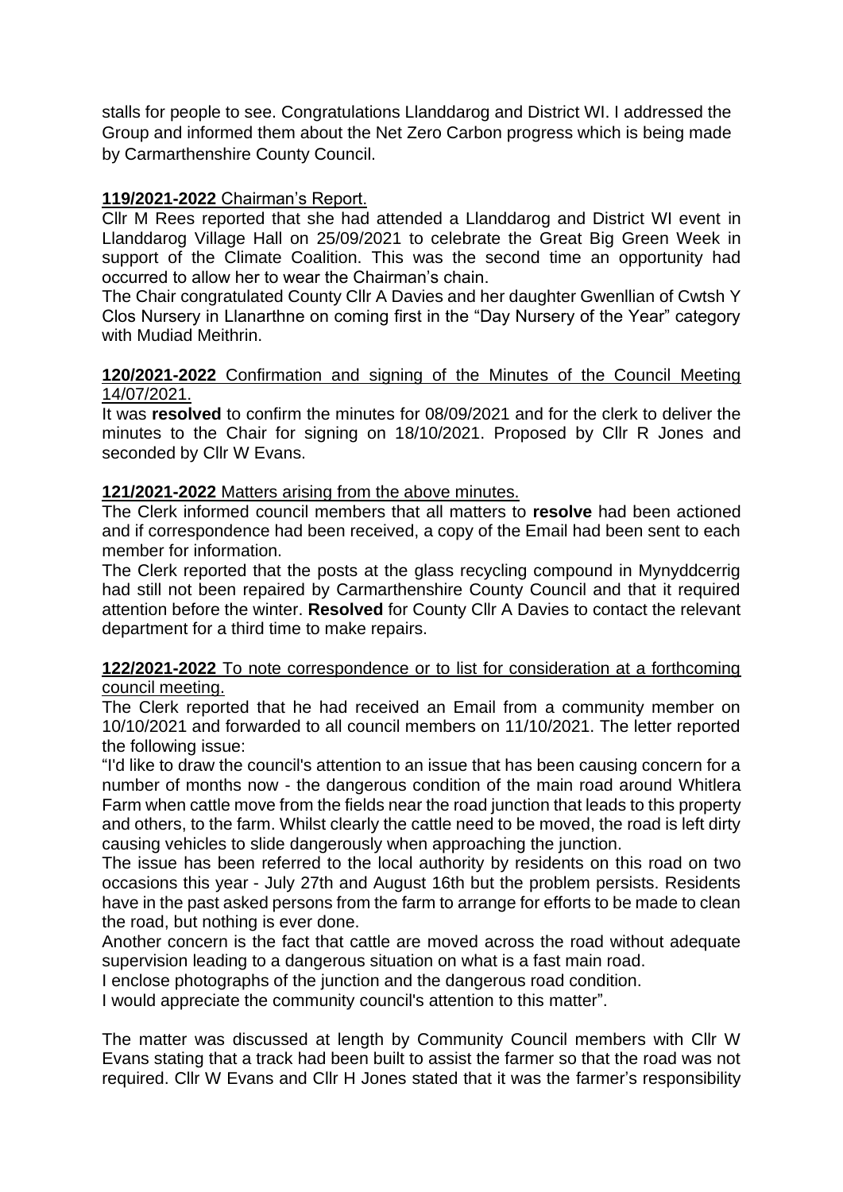stalls for people to see. Congratulations Llanddarog and District WI. I addressed the Group and informed them about the Net Zero Carbon progress which is being made by Carmarthenshire County Council.

**119/2021-2022** Chairman's Report.

Cllr M Rees reported that she had attended a Llanddarog and District WI event in Llanddarog Village Hall on 25/09/2021 to celebrate the Great Big Green Week in support of the Climate Coalition. This was the second time an opportunity had occurred to allow her to wear the Chairman's chain.

The Chair congratulated County Cllr A Davies and her daughter Gwenllian of Cwtsh Y Clos Nursery in Llanarthne on coming first in the "Day Nursery of the Year" category with Mudiad Meithrin.

**120/2021-2022** Confirmation and signing of the Minutes of the Council Meeting 14/07/2021.

It was **resolved** to confirm the minutes for 08/09/2021 and for the clerk to deliver the minutes to the Chair for signing on 18/10/2021. Proposed by Cllr R Jones and seconded by Cllr W Evans.

**121/2021-2022** Matters arising from the above minutes.

The Clerk informed council members that all matters to **resolve** had been actioned and if correspondence had been received, a copy of the Email had been sent to each member for information.

The Clerk reported that the posts at the glass recycling compound in Mynyddcerrig had still not been repaired by Carmarthenshire County Council and that it required attention before the winter. **Resolved** for County Cllr A Davies to contact the relevant department for a third time to make repairs.

**122/2021-2022** To note correspondence or to list for consideration at a forthcoming council meeting.

The Clerk reported that he had received an Email from a community member on 10/10/2021 and forwarded to all council members on 11/10/2021. The letter reported the following issue:

"I'd like to draw the council's attention to an issue that has been causing concern for a number of months now - the dangerous condition of the main road around Whitlera Farm when cattle move from the fields near the road junction that leads to this property and others, to the farm. Whilst clearly the cattle need to be moved, the road is left dirty causing vehicles to slide dangerously when approaching the junction.

The issue has been referred to the local authority by residents on this road on two occasions this year - July 27th and August 16th but the problem persists. Residents have in the past asked persons from the farm to arrange for efforts to be made to clean the road, but nothing is ever done.

Another concern is the fact that cattle are moved across the road without adequate supervision leading to a dangerous situation on what is a fast main road.

I enclose photographs of the junction and the dangerous road condition.

I would appreciate the community council's attention to this matter".

The matter was discussed at length by Community Council members with Cllr W Evans stating that a track had been built to assist the farmer so that the road was not required. Cllr W Evans and Cllr H Jones stated that it was the farmer's responsibility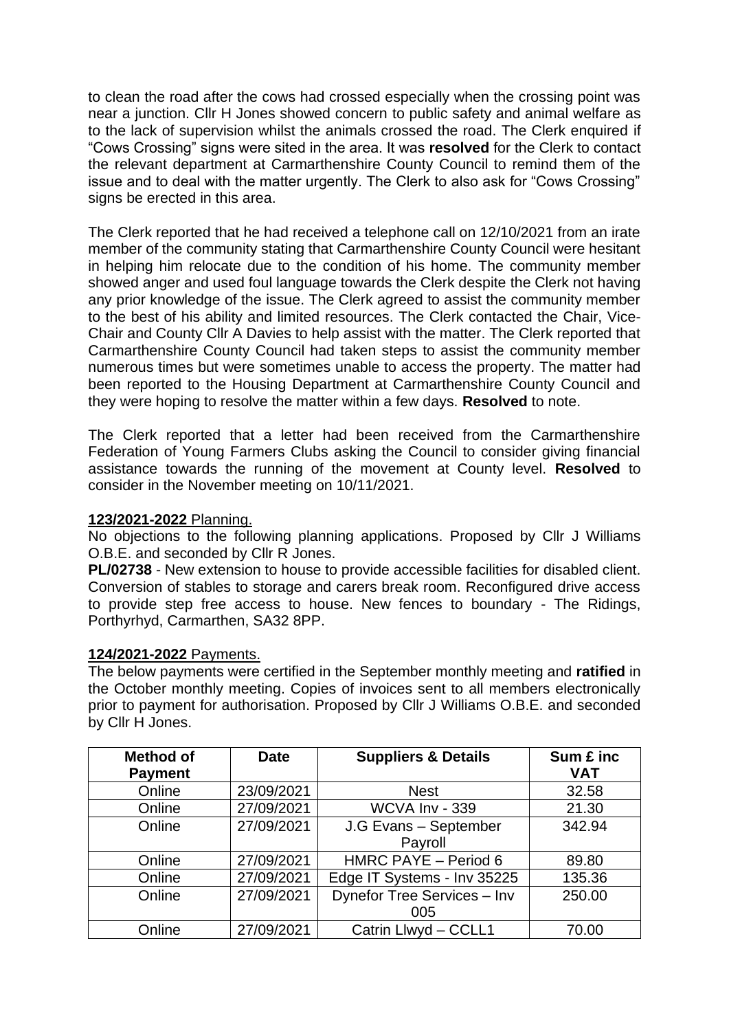to clean the road after the cows had crossed especially when the crossing point was near a junction. Cllr H Jones showed concern to public safety and animal welfare as to the lack of supervision whilst the animals crossed the road. The Clerk enquired if "Cows Crossing" signs were sited in the area. It was **resolved** for the Clerk to contact the relevant department at Carmarthenshire County Council to remind them of the issue and to deal with the matter urgently. The Clerk to also ask for "Cows Crossing" signs be erected in this area.

The Clerk reported that he had received a telephone call on 12/10/2021 from an irate member of the community stating that Carmarthenshire County Council were hesitant in helping him relocate due to the condition of his home. The community member showed anger and used foul language towards the Clerk despite the Clerk not having any prior knowledge of the issue. The Clerk agreed to assist the community member to the best of his ability and limited resources. The Clerk contacted the Chair, Vice-Chair and County Cllr A Davies to help assist with the matter. The Clerk reported that Carmarthenshire County Council had taken steps to assist the community member numerous times but were sometimes unable to access the property. The matter had been reported to the Housing Department at Carmarthenshire County Council and they were hoping to resolve the matter within a few days. **Resolved** to note.

The Clerk reported that a letter had been received from the Carmarthenshire Federation of Young Farmers Clubs asking the Council to consider giving financial assistance towards the running of the movement at County level. **Resolved** to consider in the November meeting on 10/11/2021.

**123/2021-2022** Planning.

No objections to the following planning applications. Proposed by Cllr J Williams O.B.E. and seconded by Cllr R Jones.

**PL/02738** - New extension to house to provide accessible facilities for disabled client. Conversion of stables to storage and carers break room. Reconfigured drive access to provide step free access to house. New fences to boundary - The Ridings, Porthyrhyd, Carmarthen, SA32 8PP.

**124/2021-2022** Payments.

The below payments were certified in the September monthly meeting and **ratified** in the October monthly meeting. Copies of invoices sent to all members electronically prior to payment for authorisation. Proposed by Cllr J Williams O.B.E. and seconded by Cllr H Jones.

| Method of Payment | Date | Suppliers & Details | Sum £ inc VAT |
|---|---|---|---|
| Online | 23/09/2021 | Nest | 32.58 |
| Online | 27/09/2021 | WCVA Inv - 339 | 21.30 |
| Online | 27/09/2021 | J.G Evans – September Payroll | 342.94 |
| Online | 27/09/2021 | HMRC PAYE – Period 6 | 89.80 |
| Online | 27/09/2021 | Edge IT Systems - Inv 35225 | 135.36 |
| Online | 27/09/2021 | Dynefor Tree Services – Inv 005 | 250.00 |
| Online | 27/09/2021 | Catrin Llwyd – CCLL1 | 70.00 |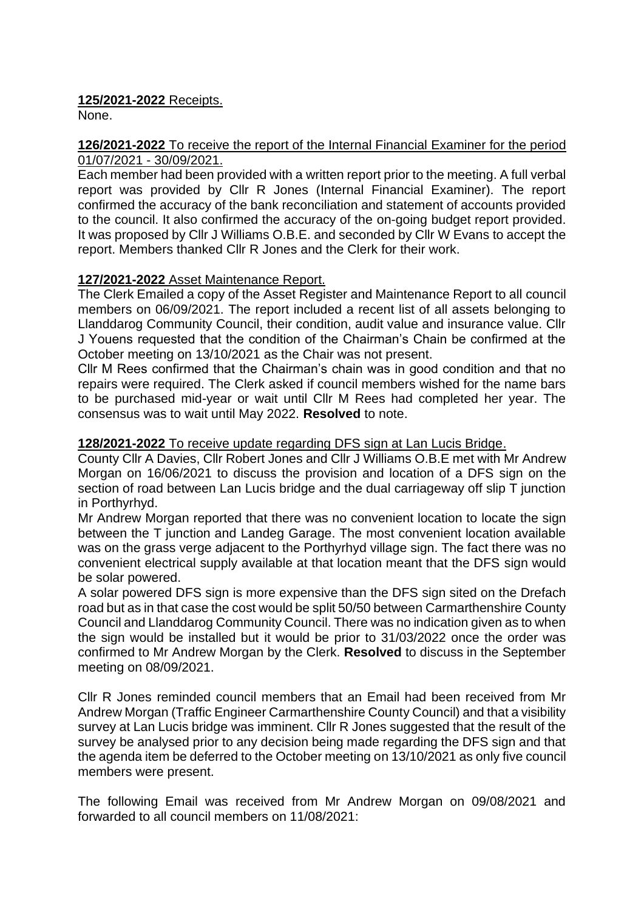**125/2021-2022** Receipts.

None.

**126/2021-2022** To receive the report of the Internal Financial Examiner for the period 01/07/2021 - 30/09/2021.

Each member had been provided with a written report prior to the meeting. A full verbal report was provided by Cllr R Jones (Internal Financial Examiner). The report confirmed the accuracy of the bank reconciliation and statement of accounts provided to the council. It also confirmed the accuracy of the on-going budget report provided. It was proposed by Cllr J Williams O.B.E. and seconded by Cllr W Evans to accept the report. Members thanked Cllr R Jones and the Clerk for their work.

**127/2021-2022** Asset Maintenance Report.

The Clerk Emailed a copy of the Asset Register and Maintenance Report to all council members on 06/09/2021. The report included a recent list of all assets belonging to Llanddarog Community Council, their condition, audit value and insurance value. Cllr J Youens requested that the condition of the Chairman's Chain be confirmed at the October meeting on 13/10/2021 as the Chair was not present.

Cllr M Rees confirmed that the Chairman's chain was in good condition and that no repairs were required. The Clerk asked if council members wished for the name bars to be purchased mid-year or wait until Cllr M Rees had completed her year. The consensus was to wait until May 2022. **Resolved** to note.

**128/2021-2022** To receive update regarding DFS sign at Lan Lucis Bridge.

County Cllr A Davies, Cllr Robert Jones and Cllr J Williams O.B.E met with Mr Andrew Morgan on 16/06/2021 to discuss the provision and location of a DFS sign on the section of road between Lan Lucis bridge and the dual carriageway off slip T junction in Porthyrhyd.

Mr Andrew Morgan reported that there was no convenient location to locate the sign between the T junction and Landeg Garage. The most convenient location available was on the grass verge adjacent to the Porthyrhyd village sign. The fact there was no convenient electrical supply available at that location meant that the DFS sign would be solar powered.

A solar powered DFS sign is more expensive than the DFS sign sited on the Drefach road but as in that case the cost would be split 50/50 between Carmarthenshire County Council and Llanddarog Community Council. There was no indication given as to when the sign would be installed but it would be prior to 31/03/2022 once the order was confirmed to Mr Andrew Morgan by the Clerk. **Resolved** to discuss in the September meeting on 08/09/2021.

Cllr R Jones reminded council members that an Email had been received from Mr Andrew Morgan (Traffic Engineer Carmarthenshire County Council) and that a visibility survey at Lan Lucis bridge was imminent. Cllr R Jones suggested that the result of the survey be analysed prior to any decision being made regarding the DFS sign and that the agenda item be deferred to the October meeting on 13/10/2021 as only five council members were present.

The following Email was received from Mr Andrew Morgan on 09/08/2021 and forwarded to all council members on 11/08/2021: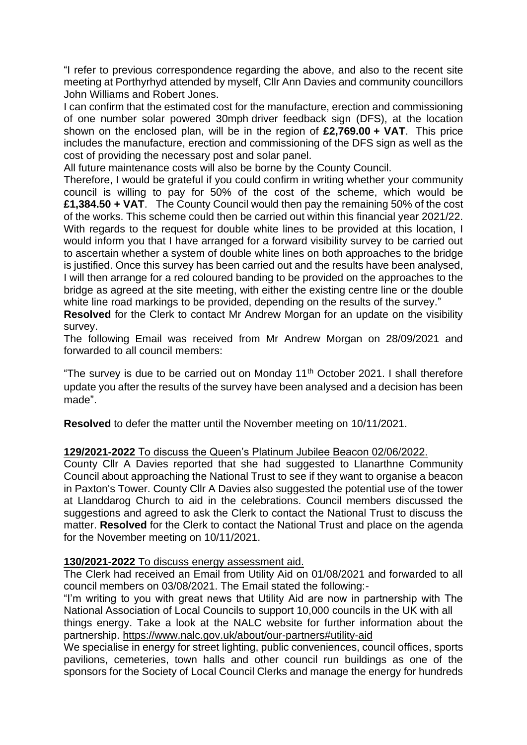"I refer to previous correspondence regarding the above, and also to the recent site meeting at Porthyrhyd attended by myself, Cllr Ann Davies and community councillors John Williams and Robert Jones.

I can confirm that the estimated cost for the manufacture, erection and commissioning of one number solar powered 30mph driver feedback sign (DFS), at the location shown on the enclosed plan, will be in the region of **£2,769.00 + VAT**. This price includes the manufacture, erection and commissioning of the DFS sign as well as the cost of providing the necessary post and solar panel.

All future maintenance costs will also be borne by the County Council.

Therefore, I would be grateful if you could confirm in writing whether your community council is willing to pay for 50% of the cost of the scheme, which would be **£1,384.50 + VAT**. The County Council would then pay the remaining 50% of the cost of the works. This scheme could then be carried out within this financial year 2021/22.

With regards to the request for double white lines to be provided at this location, I would inform you that I have arranged for a forward visibility survey to be carried out to ascertain whether a system of double white lines on both approaches to the bridge is justified. Once this survey has been carried out and the results have been analysed, I will then arrange for a red coloured banding to be provided on the approaches to the bridge as agreed at the site meeting, with either the existing centre line or the double white line road markings to be provided, depending on the results of the survey."

**Resolved** for the Clerk to contact Mr Andrew Morgan for an update on the visibility survey.

The following Email was received from Mr Andrew Morgan on 28/09/2021 and forwarded to all council members:

"The survey is due to be carried out on Monday 11th October 2021. I shall therefore update you after the results of the survey have been analysed and a decision has been made".

**Resolved** to defer the matter until the November meeting on 10/11/2021.

**129/2021-2022** To discuss the Queen's Platinum Jubilee Beacon 02/06/2022.

County Cllr A Davies reported that she had suggested to Llanarthne Community Council about approaching the National Trust to see if they want to organise a beacon in Paxton's Tower. County Cllr A Davies also suggested the potential use of the tower at Llanddarog Church to aid in the celebrations. Council members discussed the suggestions and agreed to ask the Clerk to contact the National Trust to discuss the matter. **Resolved** for the Clerk to contact the National Trust and place on the agenda for the November meeting on 10/11/2021.

**130/2021-2022** To discuss energy assessment aid.

The Clerk had received an Email from Utility Aid on 01/08/2021 and forwarded to all council members on 03/08/2021. The Email stated the following:-

"I'm writing to you with great news that Utility Aid are now in partnership with The National Association of Local Councils to support 10,000 councils in the UK with all things energy. Take a look at the NALC website for further information about the partnership. https://www.nalc.gov.uk/about/our-partners#utility-aid

We specialise in energy for street lighting, public conveniences, council offices, sports pavilions, cemeteries, town halls and other council run buildings as one of the sponsors for the Society of Local Council Clerks and manage the energy for hundreds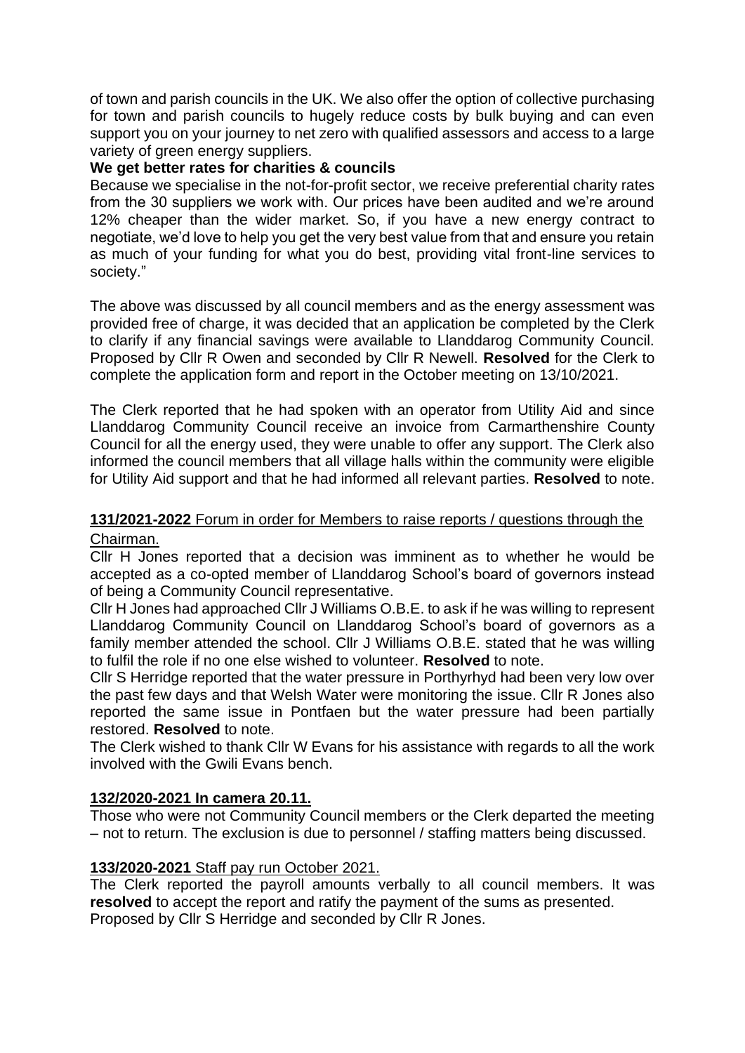of town and parish councils in the UK. We also offer the option of collective purchasing for town and parish councils to hugely reduce costs by bulk buying and can even support you on your journey to net zero with qualified assessors and access to a large variety of green energy suppliers.

**We get better rates for charities & councils**

Because we specialise in the not-for-profit sector, we receive preferential charity rates from the 30 suppliers we work with. Our prices have been audited and we're around 12% cheaper than the wider market. So, if you have a new energy contract to negotiate, we'd love to help you get the very best value from that and ensure you retain as much of your funding for what you do best, providing vital front-line services to society."

The above was discussed by all council members and as the energy assessment was provided free of charge, it was decided that an application be completed by the Clerk to clarify if any financial savings were available to Llanddarog Community Council. Proposed by Cllr R Owen and seconded by Cllr R Newell. **Resolved** for the Clerk to complete the application form and report in the October meeting on 13/10/2021.

The Clerk reported that he had spoken with an operator from Utility Aid and since Llanddarog Community Council receive an invoice from Carmarthenshire County Council for all the energy used, they were unable to offer any support. The Clerk also informed the council members that all village halls within the community were eligible for Utility Aid support and that he had informed all relevant parties. **Resolved** to note.

**131/2021-2022** Forum in order for Members to raise reports / questions through the Chairman.

Cllr H Jones reported that a decision was imminent as to whether he would be accepted as a co-opted member of Llanddarog School's board of governors instead of being a Community Council representative.

Cllr H Jones had approached Cllr J Williams O.B.E. to ask if he was willing to represent Llanddarog Community Council on Llanddarog School's board of governors as a family member attended the school. Cllr J Williams O.B.E. stated that he was willing to fulfil the role if no one else wished to volunteer. **Resolved** to note.

Cllr S Herridge reported that the water pressure in Porthyrhyd had been very low over the past few days and that Welsh Water were monitoring the issue. Cllr R Jones also reported the same issue in Pontfaen but the water pressure had been partially restored. **Resolved** to note.

The Clerk wished to thank Cllr W Evans for his assistance with regards to all the work involved with the Gwili Evans bench.

**132/2020-2021 In camera 20.11.**

Those who were not Community Council members or the Clerk departed the meeting – not to return. The exclusion is due to personnel / staffing matters being discussed.

**133/2020-2021** Staff pay run October 2021.

The Clerk reported the payroll amounts verbally to all council members. It was **resolved** to accept the report and ratify the payment of the sums as presented. Proposed by Cllr S Herridge and seconded by Cllr R Jones.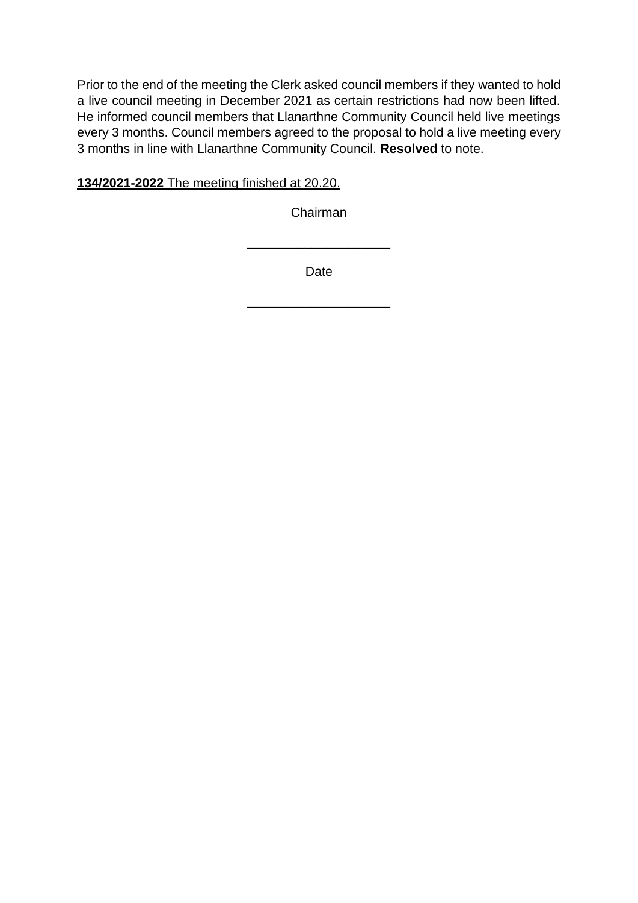Prior to the end of the meeting the Clerk asked council members if they wanted to hold a live council meeting in December 2021 as certain restrictions had now been lifted. He informed council members that Llanarthne Community Council held live meetings every 3 months. Council members agreed to the proposal to hold a live meeting every 3 months in line with Llanarthne Community Council. **Resolved** to note.

**134/2021-2022** The meeting finished at 20.20.

Chairman

____________________

Date

____________________